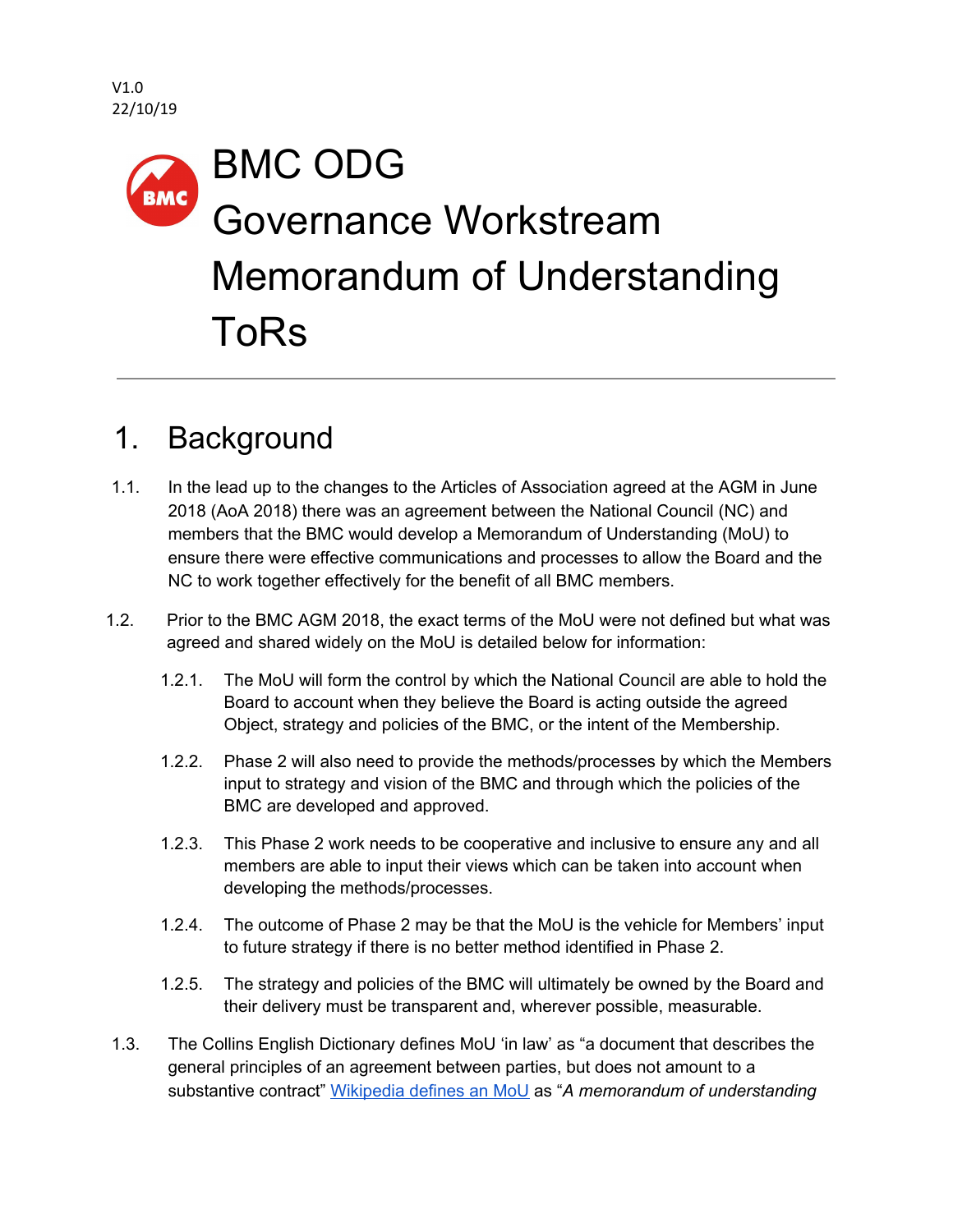V1.0
22/10/19

# BMC ODG Governance Workstream Memorandum of Understanding ToRs

## 1. Background

1.1. In the lead up to the changes to the Articles of Association agreed at the AGM in June 2018 (AoA 2018) there was an agreement between the National Council (NC) and members that the BMC would develop a Memorandum of Understanding (MoU) to ensure there were effective communications and processes to allow the Board and the NC to work together effectively for the benefit of all BMC members.

1.2. Prior to the BMC AGM 2018, the exact terms of the MoU were not defined but what was agreed and shared widely on the MoU is detailed below for information:

1.2.1. The MoU will form the control by which the National Council are able to hold the Board to account when they believe the Board is acting outside the agreed Object, strategy and policies of the BMC, or the intent of the Membership.

1.2.2. Phase 2 will also need to provide the methods/processes by which the Members input to strategy and vision of the BMC and through which the policies of the BMC are developed and approved.

1.2.3. This Phase 2 work needs to be cooperative and inclusive to ensure any and all members are able to input their views which can be taken into account when developing the methods/processes.

1.2.4. The outcome of Phase 2 may be that the MoU is the vehicle for Members' input to future strategy if there is no better method identified in Phase 2.

1.2.5. The strategy and policies of the BMC will ultimately be owned by the Board and their delivery must be transparent and, wherever possible, measurable.

1.3. The Collins English Dictionary defines MoU 'in law' as "a document that describes the general principles of an agreement between parties, but does not amount to a substantive contract" Wikipedia defines an MoU as "*A memorandum of understanding*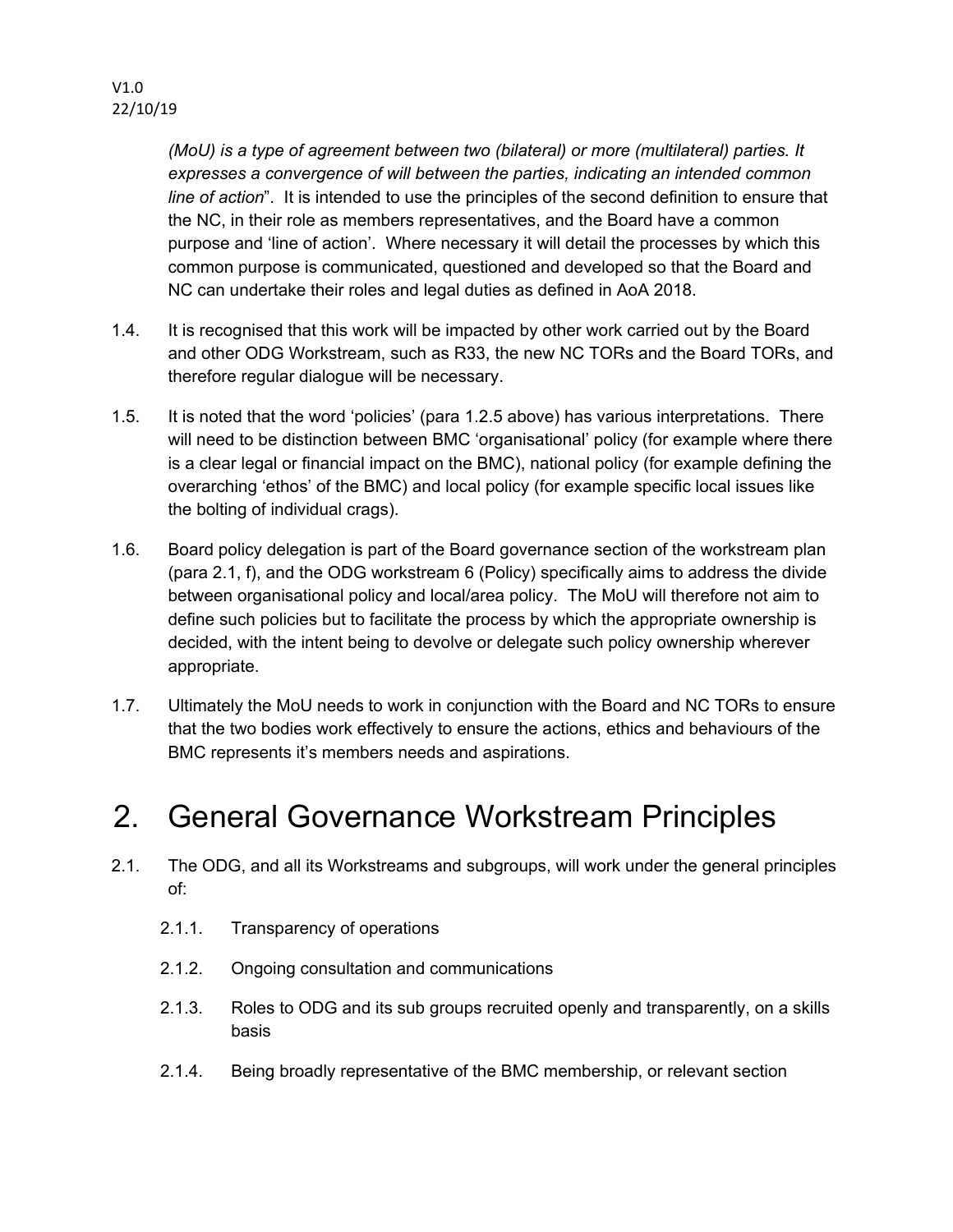*(MoU) is a type of agreement between two (bilateral) or more (multilateral) parties. It expresses a convergence of will between the parties, indicating an intended common line of action*". It is intended to use the principles of the second definition to ensure that the NC, in their role as members representatives, and the Board have a common purpose and 'line of action'. Where necessary it will detail the processes by which this common purpose is communicated, questioned and developed so that the Board and NC can undertake their roles and legal duties as defined in AoA 2018.

1.4. It is recognised that this work will be impacted by other work carried out by the Board and other ODG Workstream, such as R33, the new NC TORs and the Board TORs, and therefore regular dialogue will be necessary.

1.5. It is noted that the word 'policies' (para 1.2.5 above) has various interpretations. There will need to be distinction between BMC 'organisational' policy (for example where there is a clear legal or financial impact on the BMC), national policy (for example defining the overarching 'ethos' of the BMC) and local policy (for example specific local issues like the bolting of individual crags).

1.6. Board policy delegation is part of the Board governance section of the workstream plan (para 2.1, f), and the ODG workstream 6 (Policy) specifically aims to address the divide between organisational policy and local/area policy. The MoU will therefore not aim to define such policies but to facilitate the process by which the appropriate ownership is decided, with the intent being to devolve or delegate such policy ownership wherever appropriate.

1.7. Ultimately the MoU needs to work in conjunction with the Board and NC TORs to ensure that the two bodies work effectively to ensure the actions, ethics and behaviours of the BMC represents it's members needs and aspirations.

# 2. General Governance Workstream Principles

2.1. The ODG, and all its Workstreams and subgroups, will work under the general principles of:

2.1.1. Transparency of operations

2.1.2. Ongoing consultation and communications

2.1.3. Roles to ODG and its sub groups recruited openly and transparently, on a skills basis

2.1.4. Being broadly representative of the BMC membership, or relevant section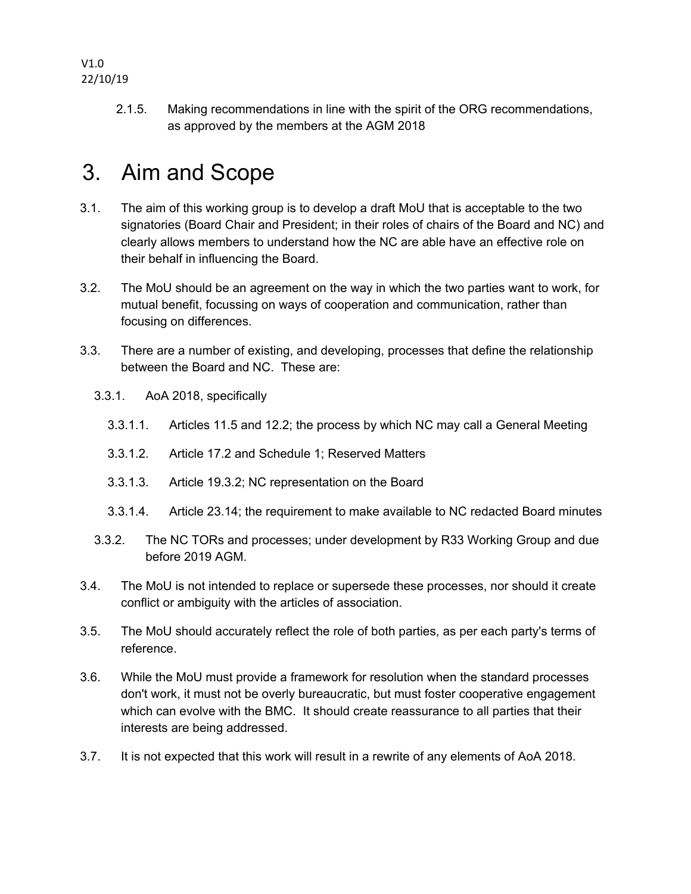2.1.5. Making recommendations in line with the spirit of the ORG recommendations, as approved by the members at the AGM 2018

# 3. Aim and Scope

3.1. The aim of this working group is to develop a draft MoU that is acceptable to the two signatories (Board Chair and President; in their roles of chairs of the Board and NC) and clearly allows members to understand how the NC are able have an effective role on their behalf in influencing the Board.

3.2. The MoU should be an agreement on the way in which the two parties want to work, for mutual benefit, focussing on ways of cooperation and communication, rather than focusing on differences.

3.3. There are a number of existing, and developing, processes that define the relationship between the Board and NC. These are:

- 3.3.1. AoA 2018, specifically
  - 3.3.1.1. Articles 11.5 and 12.2; the process by which NC may call a General Meeting
  - 3.3.1.2. Article 17.2 and Schedule 1; Reserved Matters
  - 3.3.1.3. Article 19.3.2; NC representation on the Board
  - 3.3.1.4. Article 23.14; the requirement to make available to NC redacted Board minutes
- 3.3.2. The NC TORs and processes; under development by R33 Working Group and due before 2019 AGM.

3.4. The MoU is not intended to replace or supersede these processes, nor should it create conflict or ambiguity with the articles of association.

3.5. The MoU should accurately reflect the role of both parties, as per each party's terms of reference.

3.6. While the MoU must provide a framework for resolution when the standard processes don't work, it must not be overly bureaucratic, but must foster cooperative engagement which can evolve with the BMC. It should create reassurance to all parties that their interests are being addressed.

3.7. It is not expected that this work will result in a rewrite of any elements of AoA 2018.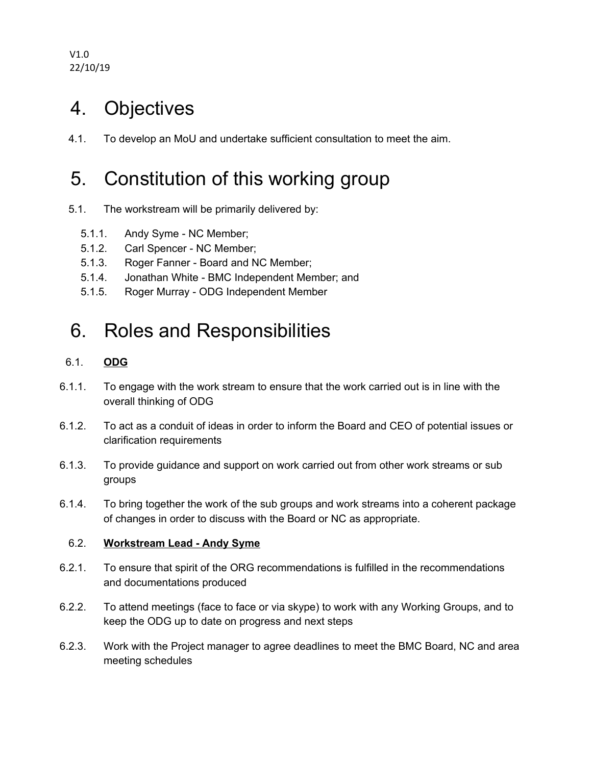V1.0
22/10/19

# 4. Objectives

4.1. To develop an MoU and undertake sufficient consultation to meet the aim.

# 5. Constitution of this working group

5.1. The workstream will be primarily delivered by:

- 5.1.1. Andy Syme - NC Member;
- 5.1.2. Carl Spencer - NC Member;
- 5.1.3. Roger Fanner - Board and NC Member;
- 5.1.4. Jonathan White - BMC Independent Member; and
- 5.1.5. Roger Murray - ODG Independent Member

# 6. Roles and Responsibilities

6.1. **ODG**

6.1.1. To engage with the work stream to ensure that the work carried out is in line with the overall thinking of ODG

6.1.2. To act as a conduit of ideas in order to inform the Board and CEO of potential issues or clarification requirements

6.1.3. To provide guidance and support on work carried out from other work streams or sub groups

6.1.4. To bring together the work of the sub groups and work streams into a coherent package of changes in order to discuss with the Board or NC as appropriate.

6.2. **Workstream Lead - Andy Syme**

6.2.1. To ensure that spirit of the ORG recommendations is fulfilled in the recommendations and documentations produced

6.2.2. To attend meetings (face to face or via skype) to work with any Working Groups, and to keep the ODG up to date on progress and next steps

6.2.3. Work with the Project manager to agree deadlines to meet the BMC Board, NC and area meeting schedules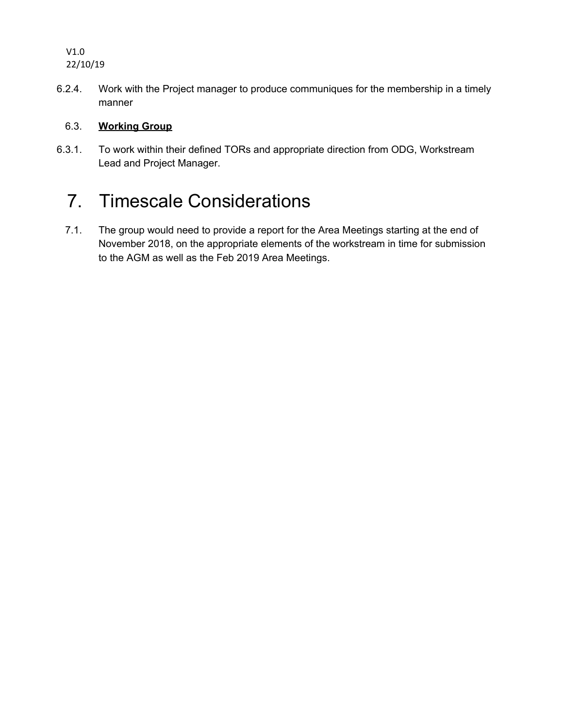6.2.4. Work with the Project manager to produce communiques for the membership in a timely manner

### 6.3. **Working Group**

6.3.1. To work within their defined TORs and appropriate direction from ODG, Workstream Lead and Project Manager.

# 7. Timescale Considerations

7.1. The group would need to provide a report for the Area Meetings starting at the end of November 2018, on the appropriate elements of the workstream in time for submission to the AGM as well as the Feb 2019 Area Meetings.